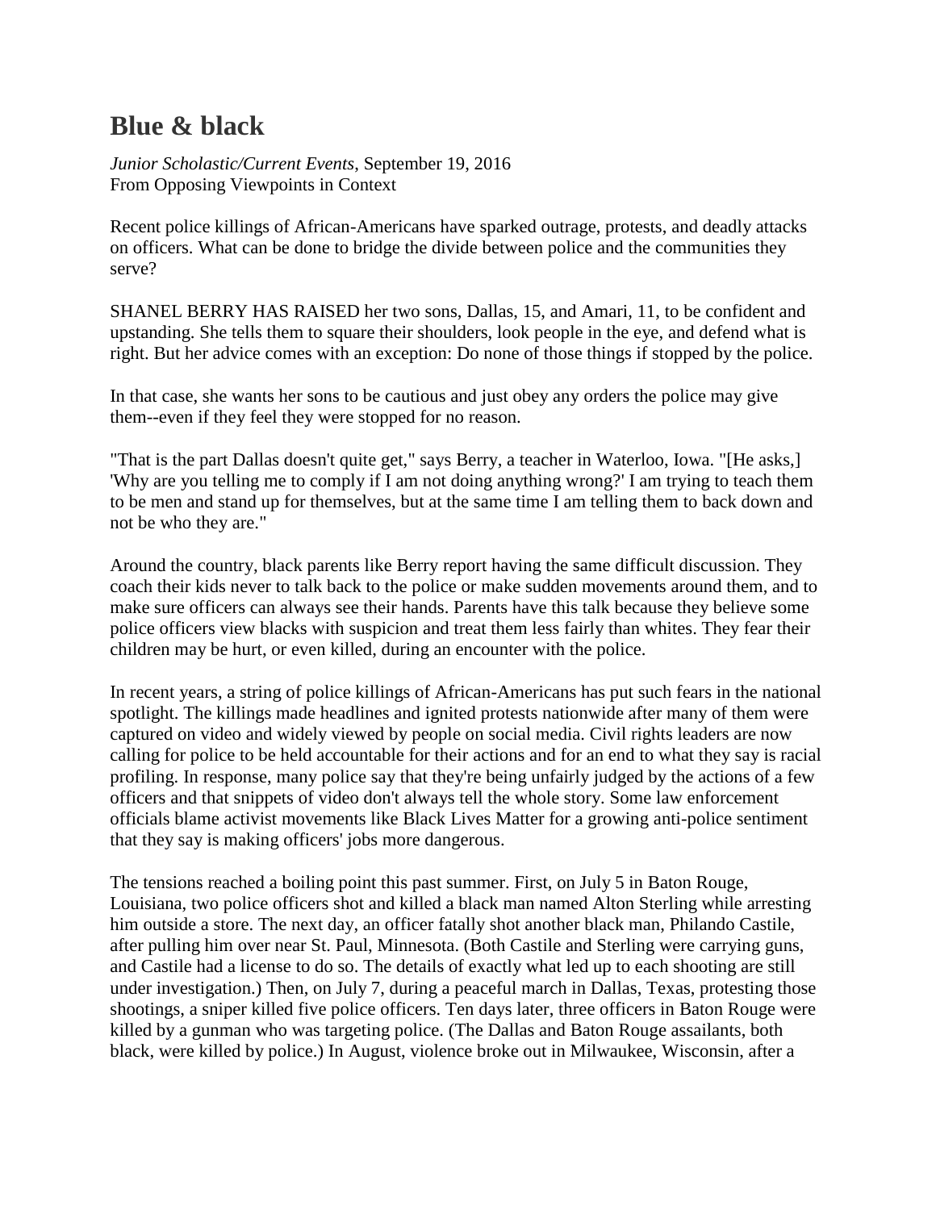# Blue & black

*Junior Scholastic/Current Events,* September 19, 2016
From Opposing Viewpoints in Context

Recent police killings of African-Americans have sparked outrage, protests, and deadly attacks on officers. What can be done to bridge the divide between police and the communities they serve?

SHANEL BERRY HAS RAISED her two sons, Dallas, 15, and Amari, 11, to be confident and upstanding. She tells them to square their shoulders, look people in the eye, and defend what is right. But her advice comes with an exception: Do none of those things if stopped by the police.

In that case, she wants her sons to be cautious and just obey any orders the police may give them--even if they feel they were stopped for no reason.

"That is the part Dallas doesn't quite get," says Berry, a teacher in Waterloo, Iowa. "[He asks,] 'Why are you telling me to comply if I am not doing anything wrong?' I am trying to teach them to be men and stand up for themselves, but at the same time I am telling them to back down and not be who they are."

Around the country, black parents like Berry report having the same difficult discussion. They coach their kids never to talk back to the police or make sudden movements around them, and to make sure officers can always see their hands. Parents have this talk because they believe some police officers view blacks with suspicion and treat them less fairly than whites. They fear their children may be hurt, or even killed, during an encounter with the police.

In recent years, a string of police killings of African-Americans has put such fears in the national spotlight. The killings made headlines and ignited protests nationwide after many of them were captured on video and widely viewed by people on social media. Civil rights leaders are now calling for police to be held accountable for their actions and for an end to what they say is racial profiling. In response, many police say that they're being unfairly judged by the actions of a few officers and that snippets of video don't always tell the whole story. Some law enforcement officials blame activist movements like Black Lives Matter for a growing anti-police sentiment that they say is making officers' jobs more dangerous.

The tensions reached a boiling point this past summer. First, on July 5 in Baton Rouge, Louisiana, two police officers shot and killed a black man named Alton Sterling while arresting him outside a store. The next day, an officer fatally shot another black man, Philando Castile, after pulling him over near St. Paul, Minnesota. (Both Castile and Sterling were carrying guns, and Castile had a license to do so. The details of exactly what led up to each shooting are still under investigation.) Then, on July 7, during a peaceful march in Dallas, Texas, protesting those shootings, a sniper killed five police officers. Ten days later, three officers in Baton Rouge were killed by a gunman who was targeting police. (The Dallas and Baton Rouge assailants, both black, were killed by police.) In August, violence broke out in Milwaukee, Wisconsin, after a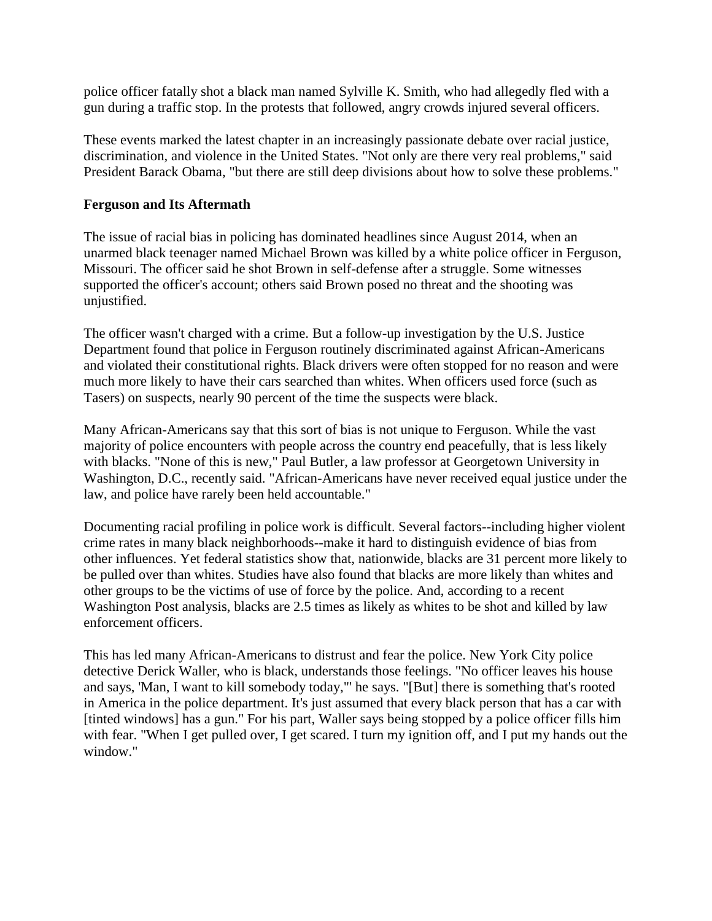police officer fatally shot a black man named Sylville K. Smith, who had allegedly fled with a gun during a traffic stop. In the protests that followed, angry crowds injured several officers.

These events marked the latest chapter in an increasingly passionate debate over racial justice, discrimination, and violence in the United States. "Not only are there very real problems," said President Barack Obama, "but there are still deep divisions about how to solve these problems."

**Ferguson and Its Aftermath**

The issue of racial bias in policing has dominated headlines since August 2014, when an unarmed black teenager named Michael Brown was killed by a white police officer in Ferguson, Missouri. The officer said he shot Brown in self-defense after a struggle. Some witnesses supported the officer's account; others said Brown posed no threat and the shooting was unjustified.

The officer wasn't charged with a crime. But a follow-up investigation by the U.S. Justice Department found that police in Ferguson routinely discriminated against African-Americans and violated their constitutional rights. Black drivers were often stopped for no reason and were much more likely to have their cars searched than whites. When officers used force (such as Tasers) on suspects, nearly 90 percent of the time the suspects were black.

Many African-Americans say that this sort of bias is not unique to Ferguson. While the vast majority of police encounters with people across the country end peacefully, that is less likely with blacks. "None of this is new," Paul Butler, a law professor at Georgetown University in Washington, D.C., recently said. "African-Americans have never received equal justice under the law, and police have rarely been held accountable."

Documenting racial profiling in police work is difficult. Several factors--including higher violent crime rates in many black neighborhoods--make it hard to distinguish evidence of bias from other influences. Yet federal statistics show that, nationwide, blacks are 31 percent more likely to be pulled over than whites. Studies have also found that blacks are more likely than whites and other groups to be the victims of use of force by the police. And, according to a recent Washington Post analysis, blacks are 2.5 times as likely as whites to be shot and killed by law enforcement officers.

This has led many African-Americans to distrust and fear the police. New York City police detective Derick Waller, who is black, understands those feelings. "No officer leaves his house and says, 'Man, I want to kill somebody today,'" he says. "[But] there is something that's rooted in America in the police department. It's just assumed that every black person that has a car with [tinted windows] has a gun." For his part, Waller says being stopped by a police officer fills him with fear. "When I get pulled over, I get scared. I turn my ignition off, and I put my hands out the window."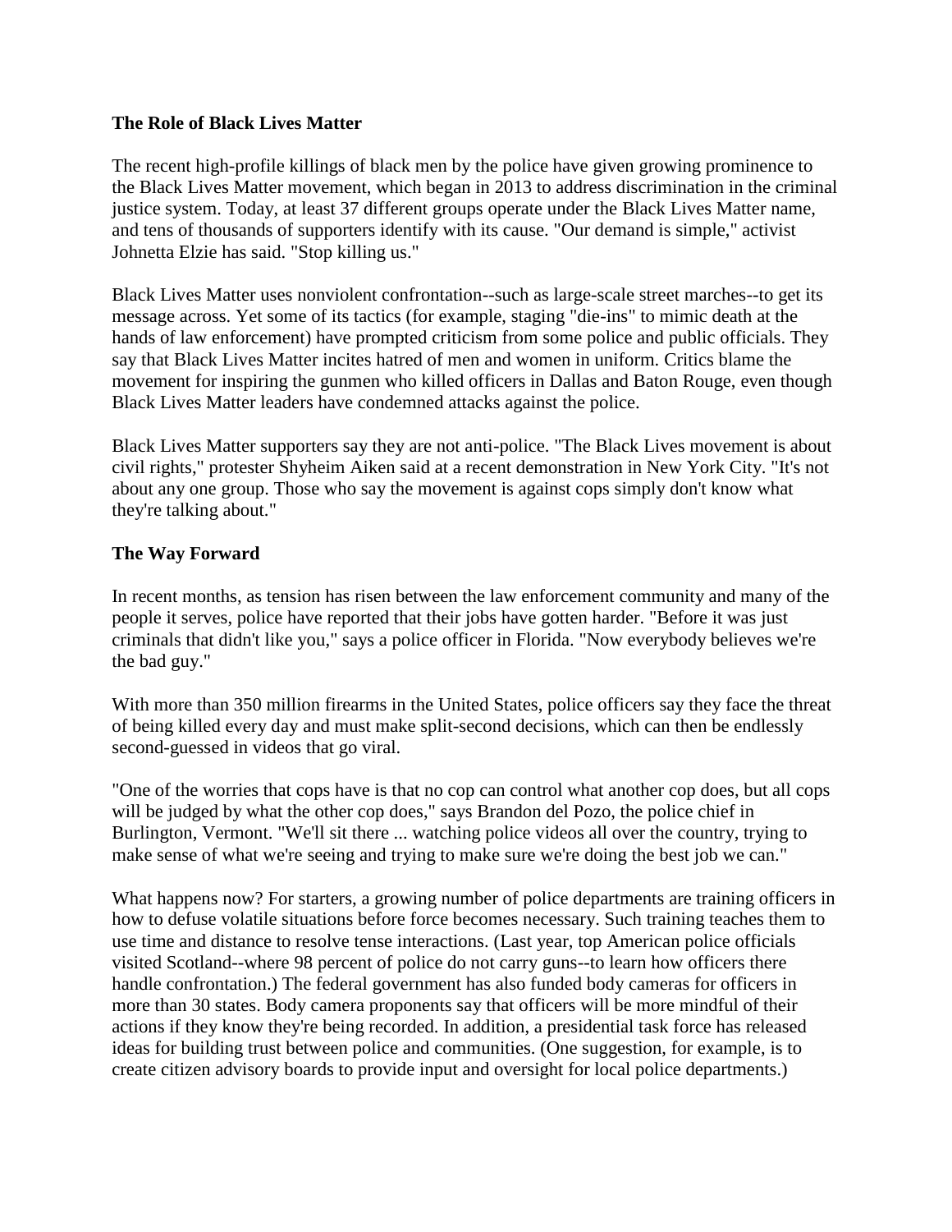**The Role of Black Lives Matter**

The recent high-profile killings of black men by the police have given growing prominence to the Black Lives Matter movement, which began in 2013 to address discrimination in the criminal justice system. Today, at least 37 different groups operate under the Black Lives Matter name, and tens of thousands of supporters identify with its cause. "Our demand is simple," activist Johnetta Elzie has said. "Stop killing us."

Black Lives Matter uses nonviolent confrontation--such as large-scale street marches--to get its message across. Yet some of its tactics (for example, staging "die-ins" to mimic death at the hands of law enforcement) have prompted criticism from some police and public officials. They say that Black Lives Matter incites hatred of men and women in uniform. Critics blame the movement for inspiring the gunmen who killed officers in Dallas and Baton Rouge, even though Black Lives Matter leaders have condemned attacks against the police.

Black Lives Matter supporters say they are not anti-police. "The Black Lives movement is about civil rights," protester Shyheim Aiken said at a recent demonstration in New York City. "It's not about any one group. Those who say the movement is against cops simply don't know what they're talking about."

**The Way Forward**

In recent months, as tension has risen between the law enforcement community and many of the people it serves, police have reported that their jobs have gotten harder. "Before it was just criminals that didn't like you," says a police officer in Florida. "Now everybody believes we're the bad guy."

With more than 350 million firearms in the United States, police officers say they face the threat of being killed every day and must make split-second decisions, which can then be endlessly second-guessed in videos that go viral.

"One of the worries that cops have is that no cop can control what another cop does, but all cops will be judged by what the other cop does," says Brandon del Pozo, the police chief in Burlington, Vermont. "We'll sit there ... watching police videos all over the country, trying to make sense of what we're seeing and trying to make sure we're doing the best job we can."

What happens now? For starters, a growing number of police departments are training officers in how to defuse volatile situations before force becomes necessary. Such training teaches them to use time and distance to resolve tense interactions. (Last year, top American police officials visited Scotland--where 98 percent of police do not carry guns--to learn how officers there handle confrontation.) The federal government has also funded body cameras for officers in more than 30 states. Body camera proponents say that officers will be more mindful of their actions if they know they're being recorded. In addition, a presidential task force has released ideas for building trust between police and communities. (One suggestion, for example, is to create citizen advisory boards to provide input and oversight for local police departments.)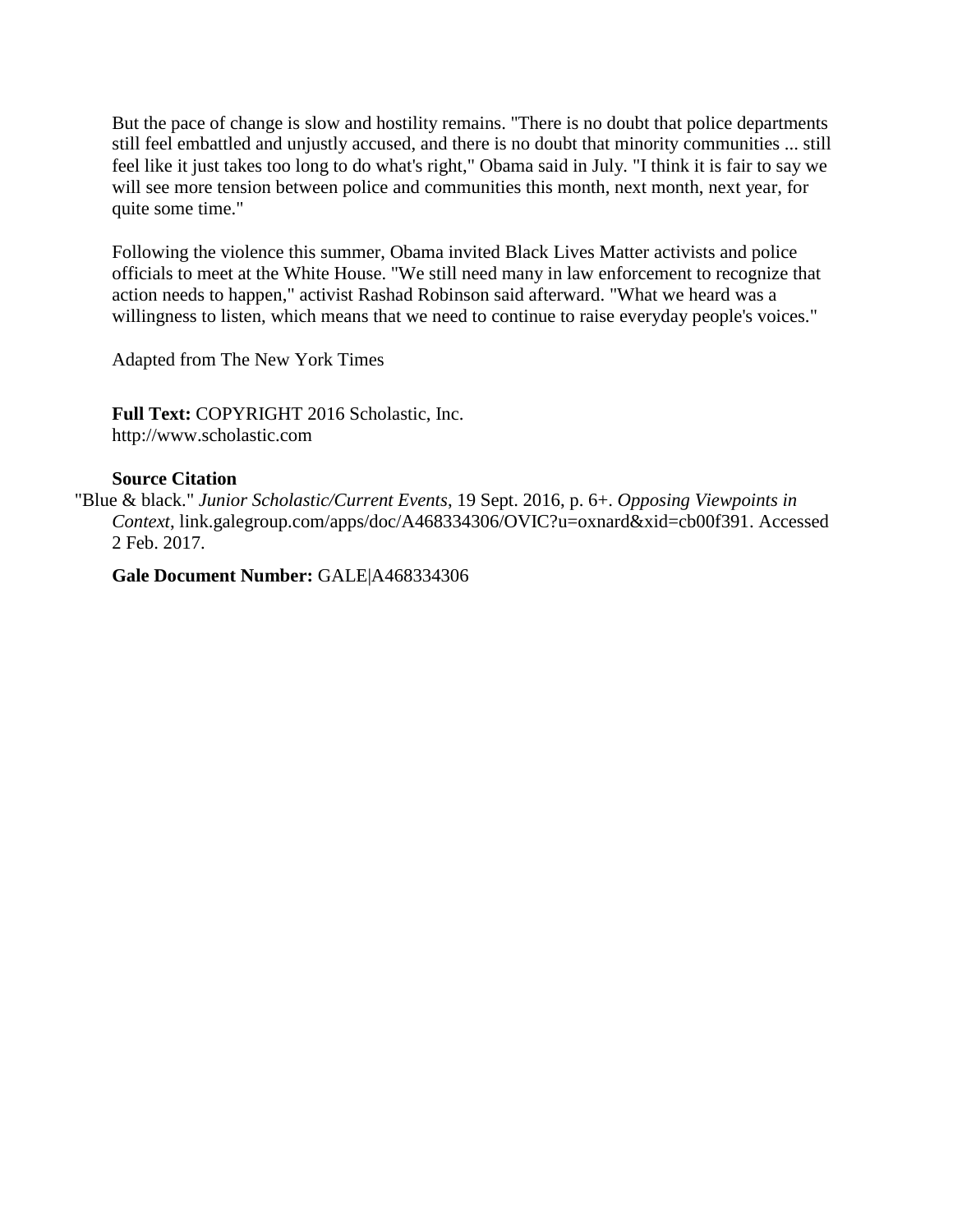But the pace of change is slow and hostility remains. "There is no doubt that police departments still feel embattled and unjustly accused, and there is no doubt that minority communities ... still feel like it just takes too long to do what's right," Obama said in July. "I think it is fair to say we will see more tension between police and communities this month, next month, next year, for quite some time."

Following the violence this summer, Obama invited Black Lives Matter activists and police officials to meet at the White House. "We still need many in law enforcement to recognize that action needs to happen," activist Rashad Robinson said afterward. "What we heard was a willingness to listen, which means that we need to continue to raise everyday people's voices."

Adapted from The New York Times

**Full Text:** COPYRIGHT 2016 Scholastic, Inc.
http://www.scholastic.com

**Source Citation**

"Blue & black." *Junior Scholastic/Current Events*, 19 Sept. 2016, p. 6+. *Opposing Viewpoints in Context*, link.galegroup.com/apps/doc/A468334306/OVIC?u=oxnard&xid=cb00f391. Accessed 2 Feb. 2017.

**Gale Document Number:** GALE|A468334306